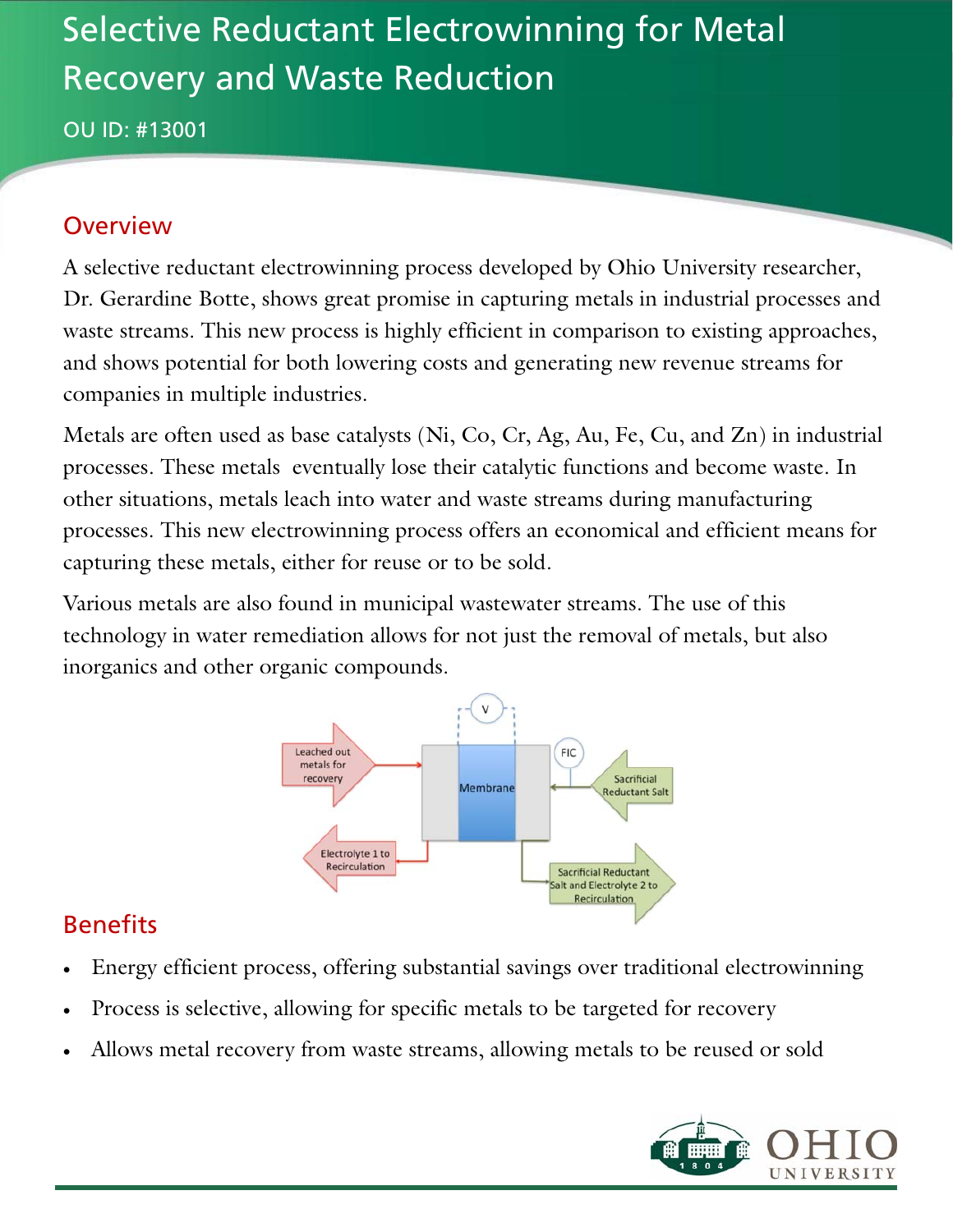# Selective Reductant Electrowinning for Metal Recovery and Waste Reduction

OU ID: #13001

## Overview

A selective reductant electrowinning process developed by Ohio University researcher, Dr. Gerardine Botte, shows great promise in capturing metals in industrial processes and waste streams. This new process is highly efficient in comparison to existing approaches, and shows potential for both lowering costs and generating new revenue streams for companies in multiple industries.

Metals are often used as base catalysts (Ni, Co, Cr, Ag, Au, Fe, Cu, and Zn) in industrial processes. These metals eventually lose their catalytic functions and become waste. In other situations, metals leach into water and waste streams during manufacturing processes. This new electrowinning process offers an economical and efficient means for capturing these metals, either for reuse or to be sold.

Various metals are also found in municipal wastewater streams. The use of this technology in water remediation allows for not just the removal of metals, but also inorganics and other organic compounds.

Leached out metals for recovery

Membrane

V

FIC

Sacrificial Reductant Salt

Electrolyte 1 to Recirculation

Sacrificial Reductant Salt and Electrolyte 2 to Recirculation

## Benefits

- Energy efficient process, offering substantial savings over traditional electrowinning
- Process is selective, allowing for specific metals to be targeted for recovery
- Allows metal recovery from waste streams, allowing metals to be reused or sold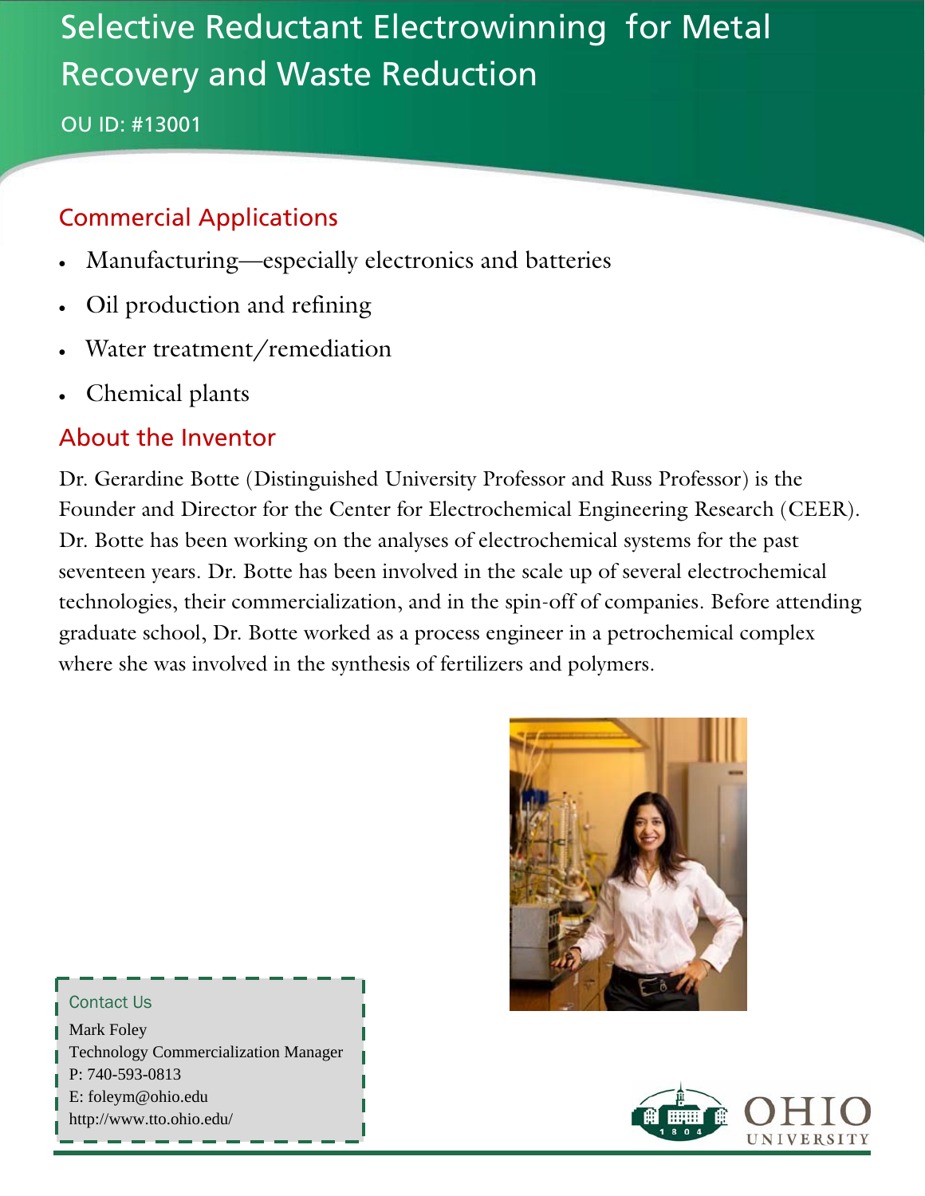# Selective Reductant Electrowinning for Metal Recovery and Waste Reduction

OU ID: #13001

## Commercial Applications

- Manufacturing—especially electronics and batteries
- Oil production and refining
- Water treatment/remediation
- Chemical plants

## About the Inventor

Dr. Gerardine Botte (Distinguished University Professor and Russ Professor) is the Founder and Director for the Center for Electrochemical Engineering Research (CEER). Dr. Botte has been working on the analyses of electrochemical systems for the past seventeen years. Dr. Botte has been involved in the scale up of several electrochemical technologies, their commercialization, and in the spin-off of companies. Before attending graduate school, Dr. Botte worked as a process engineer in a petrochemical complex where she was involved in the synthesis of fertilizers and polymers.

### Contact Us

Mark Foley
Technology Commercialization Manager
P: 740-593-0813
E: foleym@ohio.edu
http://www.tto.ohio.edu/